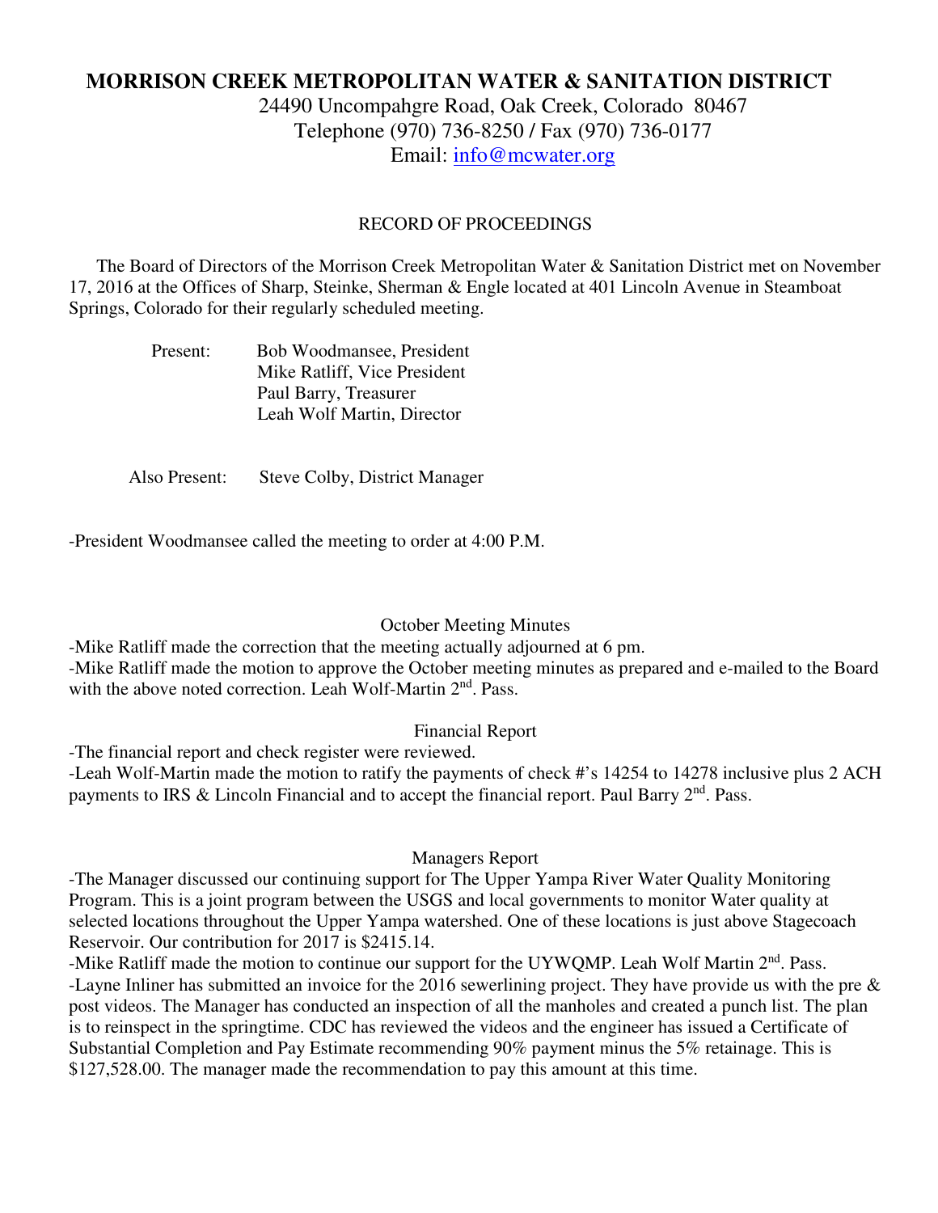# MORRISON CREEK METROPOLITAN WATER & SANITATION DISTRICT

24490 Uncompahgre Road, Oak Creek, Colorado 80467
Telephone (970) 736-8250 / Fax (970) 736-0177
Email: info@mcwater.org

RECORD OF PROCEEDINGS

The Board of Directors of the Morrison Creek Metropolitan Water & Sanitation District met on November 17, 2016 at the Offices of Sharp, Steinke, Sherman & Engle located at 401 Lincoln Avenue in Steamboat Springs, Colorado for their regularly scheduled meeting.

Present: Bob Woodmansee, President
Mike Ratliff, Vice President
Paul Barry, Treasurer
Leah Wolf Martin, Director

Also Present: Steve Colby, District Manager

-President Woodmansee called the meeting to order at 4:00 P.M.

## October Meeting Minutes

-Mike Ratliff made the correction that the meeting actually adjourned at 6 pm.
-Mike Ratliff made the motion to approve the October meeting minutes as prepared and e-mailed to the Board with the above noted correction. Leah Wolf-Martin 2nd. Pass.

## Financial Report

-The financial report and check register were reviewed.
-Leah Wolf-Martin made the motion to ratify the payments of check #'s 14254 to 14278 inclusive plus 2 ACH payments to IRS & Lincoln Financial and to accept the financial report. Paul Barry 2nd. Pass.

## Managers Report

-The Manager discussed our continuing support for The Upper Yampa River Water Quality Monitoring Program. This is a joint program between the USGS and local governments to monitor Water quality at selected locations throughout the Upper Yampa watershed. One of these locations is just above Stagecoach Reservoir. Our contribution for 2017 is $2415.14.
-Mike Ratliff made the motion to continue our support for the UYWQMP. Leah Wolf Martin 2nd. Pass.
-Layne Inliner has submitted an invoice for the 2016 sewerlining project. They have provide us with the pre & post videos. The Manager has conducted an inspection of all the manholes and created a punch list. The plan is to reinspect in the springtime. CDC has reviewed the videos and the engineer has issued a Certificate of Substantial Completion and Pay Estimate recommending 90% payment minus the 5% retainage. This is $127,528.00. The manager made the recommendation to pay this amount at this time.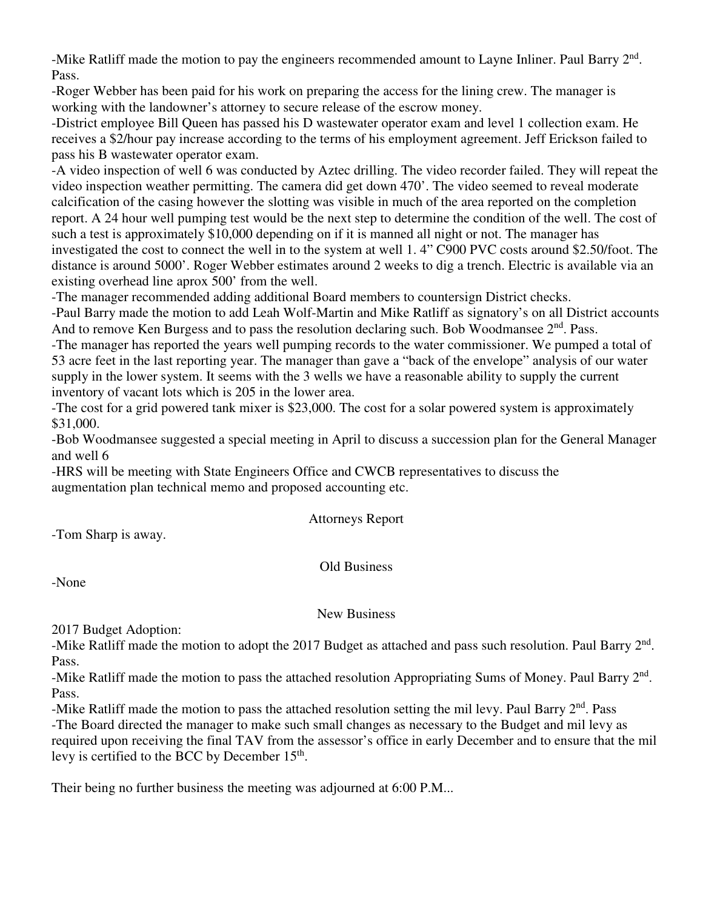-Mike Ratliff made the motion to pay the engineers recommended amount to Layne Inliner. Paul Barry 2nd. Pass.

-Roger Webber has been paid for his work on preparing the access for the lining crew. The manager is working with the landowner's attorney to secure release of the escrow money.

-District employee Bill Queen has passed his D wastewater operator exam and level 1 collection exam. He receives a $2/hour pay increase according to the terms of his employment agreement. Jeff Erickson failed to pass his B wastewater operator exam.

-A video inspection of well 6 was conducted by Aztec drilling. The video recorder failed. They will repeat the video inspection weather permitting. The camera did get down 470'. The video seemed to reveal moderate calcification of the casing however the slotting was visible in much of the area reported on the completion report. A 24 hour well pumping test would be the next step to determine the condition of the well. The cost of such a test is approximately $10,000 depending on if it is manned all night or not. The manager has investigated the cost to connect the well in to the system at well 1. 4" C900 PVC costs around $2.50/foot. The distance is around 5000'. Roger Webber estimates around 2 weeks to dig a trench. Electric is available via an existing overhead line aprox 500' from the well.

-The manager recommended adding additional Board members to countersign District checks.

-Paul Barry made the motion to add Leah Wolf-Martin and Mike Ratliff as signatory's on all District accounts And to remove Ken Burgess and to pass the resolution declaring such. Bob Woodmansee 2nd. Pass.

-The manager has reported the years well pumping records to the water commissioner. We pumped a total of 53 acre feet in the last reporting year. The manager than gave a "back of the envelope" analysis of our water supply in the lower system. It seems with the 3 wells we have a reasonable ability to supply the current inventory of vacant lots which is 205 in the lower area.

-The cost for a grid powered tank mixer is $23,000. The cost for a solar powered system is approximately $31,000.

-Bob Woodmansee suggested a special meeting in April to discuss a succession plan for the General Manager and well 6

-HRS will be meeting with State Engineers Office and CWCB representatives to discuss the augmentation plan technical memo and proposed accounting etc.

Attorneys Report

-Tom Sharp is away.

Old Business

-None

New Business

2017 Budget Adoption:

-Mike Ratliff made the motion to adopt the 2017 Budget as attached and pass such resolution. Paul Barry 2nd. Pass.

-Mike Ratliff made the motion to pass the attached resolution Appropriating Sums of Money. Paul Barry 2nd. Pass.

-Mike Ratliff made the motion to pass the attached resolution setting the mil levy. Paul Barry 2nd. Pass

-The Board directed the manager to make such small changes as necessary to the Budget and mil levy as required upon receiving the final TAV from the assessor's office in early December and to ensure that the mil levy is certified to the BCC by December 15th.

Their being no further business the meeting was adjourned at 6:00 P.M...